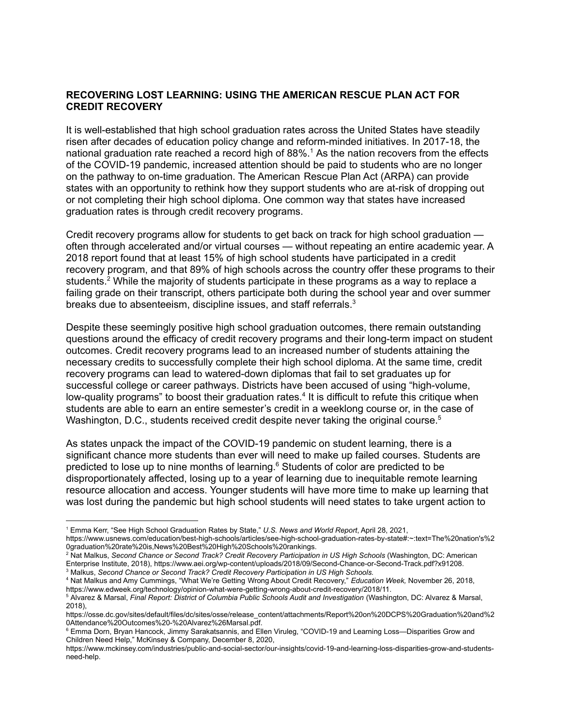## RECOVERING LOST LEARNING: USING THE AMERICAN RESCUE PLAN ACT FOR CREDIT RECOVERY

It is well-established that high school graduation rates across the United States have steadily risen after decades of education policy change and reform-minded initiatives. In 2017-18, the national graduation rate reached a record high of 88%.[1] As the nation recovers from the effects of the COVID-19 pandemic, increased attention should be paid to students who are no longer on the pathway to on-time graduation. The American Rescue Plan Act (ARPA) can provide states with an opportunity to rethink how they support students who are at-risk of dropping out or not completing their high school diploma. One common way that states have increased graduation rates is through credit recovery programs.

Credit recovery programs allow for students to get back on track for high school graduation — often through accelerated and/or virtual courses — without repeating an entire academic year. A 2018 report found that at least 15% of high school students have participated in a credit recovery program, and that 89% of high schools across the country offer these programs to their students.[2] While the majority of students participate in these programs as a way to replace a failing grade on their transcript, others participate both during the school year and over summer breaks due to absenteeism, discipline issues, and staff referrals.[3]

Despite these seemingly positive high school graduation outcomes, there remain outstanding questions around the efficacy of credit recovery programs and their long-term impact on student outcomes. Credit recovery programs lead to an increased number of students attaining the necessary credits to successfully complete their high school diploma. At the same time, credit recovery programs can lead to watered-down diplomas that fail to set graduates up for successful college or career pathways. Districts have been accused of using "high-volume, low-quality programs" to boost their graduation rates.[4] It is difficult to refute this critique when students are able to earn an entire semester's credit in a weeklong course or, in the case of Washington, D.C., students received credit despite never taking the original course.[5]

As states unpack the impact of the COVID-19 pandemic on student learning, there is a significant chance more students than ever will need to make up failed courses. Students are predicted to lose up to nine months of learning.[6] Students of color are predicted to be disproportionately affected, losing up to a year of learning due to inequitable remote learning resource allocation and access. Younger students will have more time to make up learning that was lost during the pandemic but high school students will need states to take urgent action to

---

[1] Emma Kerr, "See High School Graduation Rates by State," *U.S. News and World Report*, April 28, 2021, https://www.usnews.com/education/best-high-schools/articles/see-high-school-graduation-rates-by-state#:~:text=The%20nation's%20graduation%20rate%20is,News%20Best%20High%20Schools%20rankings.

[2] Nat Malkus, *Second Chance or Second Track? Credit Recovery Participation in US High Schools* (Washington, DC: American Enterprise Institute, 2018), https://www.aei.org/wp-content/uploads/2018/09/Second-Chance-or-Second-Track.pdf?x91208.

[3] Malkus, *Second Chance or Second Track? Credit Recovery Participation in US High Schools.*

[4] Nat Malkus and Amy Cummings, "What We're Getting Wrong About Credit Recovery," *Education Week,* November 26, 2018, https://www.edweek.org/technology/opinion-what-were-getting-wrong-about-credit-recovery/2018/11.

[5] Alvarez & Marsal, *Final Report: District of Columbia Public Schools Audit and Investigation* (Washington, DC: Alvarez & Marsal, 2018), https://osse.dc.gov/sites/default/files/dc/sites/osse/release_content/attachments/Report%20on%20DCPS%20Graduation%20and%20Attendance%20Outcomes%20-%20Alvarez%26Marsal.pdf.

[6] Emma Dorn, Bryan Hancock, Jimmy Sarakatsannis, and Ellen Viruleg, "COVID-19 and Learning Loss—Disparities Grow and Children Need Help," McKinsey & Company, December 8, 2020, https://www.mckinsey.com/industries/public-and-social-sector/our-insights/covid-19-and-learning-loss-disparities-grow-and-students-need-help.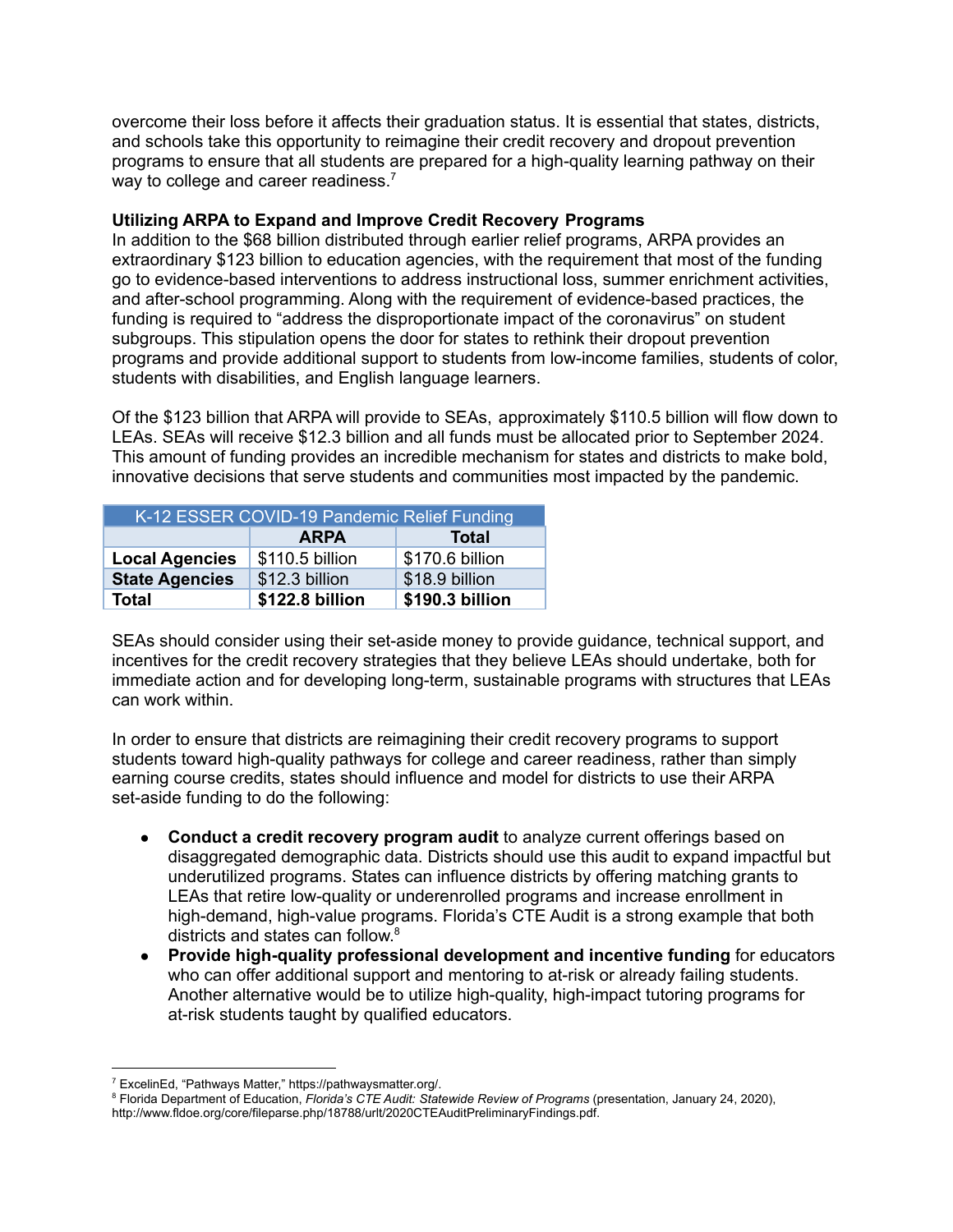overcome their loss before it affects their graduation status. It is essential that states, districts, and schools take this opportunity to reimagine their credit recovery and dropout prevention programs to ensure that all students are prepared for a high-quality learning pathway on their way to college and career readiness.[7]

**Utilizing ARPA to Expand and Improve Credit Recovery Programs**

In addition to the $68 billion distributed through earlier relief programs, ARPA provides an extraordinary $123 billion to education agencies, with the requirement that most of the funding go to evidence-based interventions to address instructional loss, summer enrichment activities, and after-school programming. Along with the requirement of evidence-based practices, the funding is required to "address the disproportionate impact of the coronavirus" on student subgroups. This stipulation opens the door for states to rethink their dropout prevention programs and provide additional support to students from low-income families, students of color, students with disabilities, and English language learners.

Of the $123 billion that ARPA will provide to SEAs, approximately $110.5 billion will flow down to LEAs. SEAs will receive $12.3 billion and all funds must be allocated prior to September 2024. This amount of funding provides an incredible mechanism for states and districts to make bold, innovative decisions that serve students and communities most impacted by the pandemic.

| K-12 ESSER COVID-19 Pandemic Relief Funding | | |
|---|---|---|
| | **ARPA** | **Total** |
| **Local Agencies** | $110.5 billion | $170.6 billion |
| **State Agencies** | $12.3 billion | $18.9 billion |
| **Total** | **$122.8 billion** | **$190.3 billion** |

SEAs should consider using their set-aside money to provide guidance, technical support, and incentives for the credit recovery strategies that they believe LEAs should undertake, both for immediate action and for developing long-term, sustainable programs with structures that LEAs can work within.

In order to ensure that districts are reimagining their credit recovery programs to support students toward high-quality pathways for college and career readiness, rather than simply earning course credits, states should influence and model for districts to use their ARPA set-aside funding to do the following:

- **Conduct a credit recovery program audit** to analyze current offerings based on disaggregated demographic data. Districts should use this audit to expand impactful but underutilized programs. States can influence districts by offering matching grants to LEAs that retire low-quality or underenrolled programs and increase enrollment in high-demand, high-value programs. Florida's CTE Audit is a strong example that both districts and states can follow.[8]
- **Provide high-quality professional development and incentive funding** for educators who can offer additional support and mentoring to at-risk or already failing students. Another alternative would be to utilize high-quality, high-impact tutoring programs for at-risk students taught by qualified educators.

---

[7] ExcelinEd, "Pathways Matter," https://pathwaysmatter.org/.

[8] Florida Department of Education, *Florida's CTE Audit: Statewide Review of Programs* (presentation, January 24, 2020), http://www.fldoe.org/core/fileparse.php/18788/urlt/2020CTEAuditPreliminaryFindings.pdf.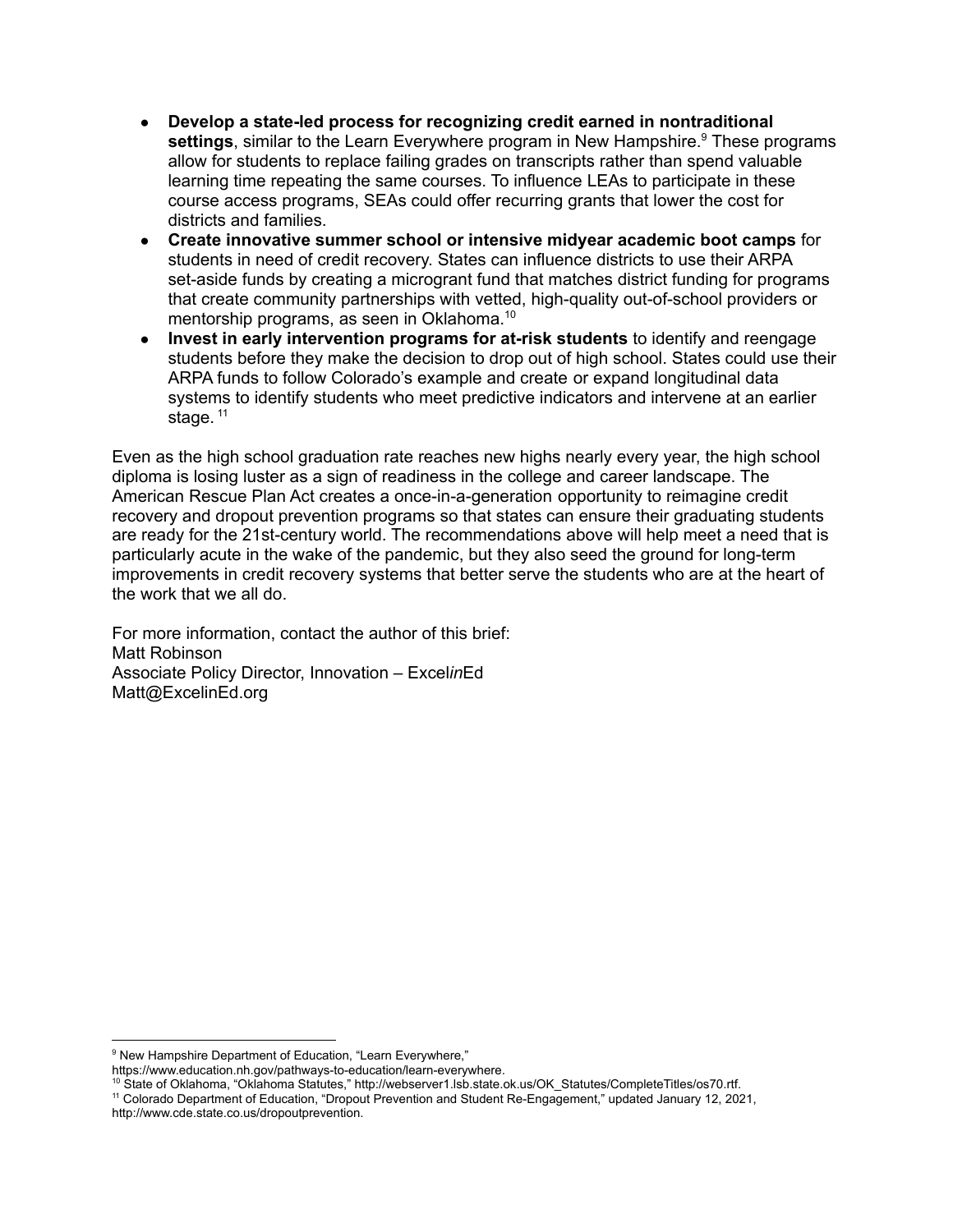- **Develop a state-led process for recognizing credit earned in nontraditional settings**, similar to the Learn Everywhere program in New Hampshire.[9] These programs allow for students to replace failing grades on transcripts rather than spend valuable learning time repeating the same courses. To influence LEAs to participate in these course access programs, SEAs could offer recurring grants that lower the cost for districts and families.
- **Create innovative summer school or intensive midyear academic boot camps** for students in need of credit recovery. States can influence districts to use their ARPA set-aside funds by creating a microgrant fund that matches district funding for programs that create community partnerships with vetted, high-quality out-of-school providers or mentorship programs, as seen in Oklahoma.[10]
- **Invest in early intervention programs for at-risk students** to identify and reengage students before they make the decision to drop out of high school. States could use their ARPA funds to follow Colorado's example and create or expand longitudinal data systems to identify students who meet predictive indicators and intervene at an earlier stage.[11]

Even as the high school graduation rate reaches new highs nearly every year, the high school diploma is losing luster as a sign of readiness in the college and career landscape. The American Rescue Plan Act creates a once-in-a-generation opportunity to reimagine credit recovery and dropout prevention programs so that states can ensure their graduating students are ready for the 21st-century world. The recommendations above will help meet a need that is particularly acute in the wake of the pandemic, but they also seed the ground for long-term improvements in credit recovery systems that better serve the students who are at the heart of the work that we all do.

For more information, contact the author of this brief:
Matt Robinson
Associate Policy Director, Innovation – Excel*in*Ed
Matt@ExcelinEd.org

---

[9] New Hampshire Department of Education, "Learn Everywhere," https://www.education.nh.gov/pathways-to-education/learn-everywhere.

[10] State of Oklahoma, "Oklahoma Statutes," http://webserver1.lsb.state.ok.us/OK_Statutes/CompleteTitles/os70.rtf.

[11] Colorado Department of Education, "Dropout Prevention and Student Re-Engagement," updated January 12, 2021, http://www.cde.state.co.us/dropoutprevention.